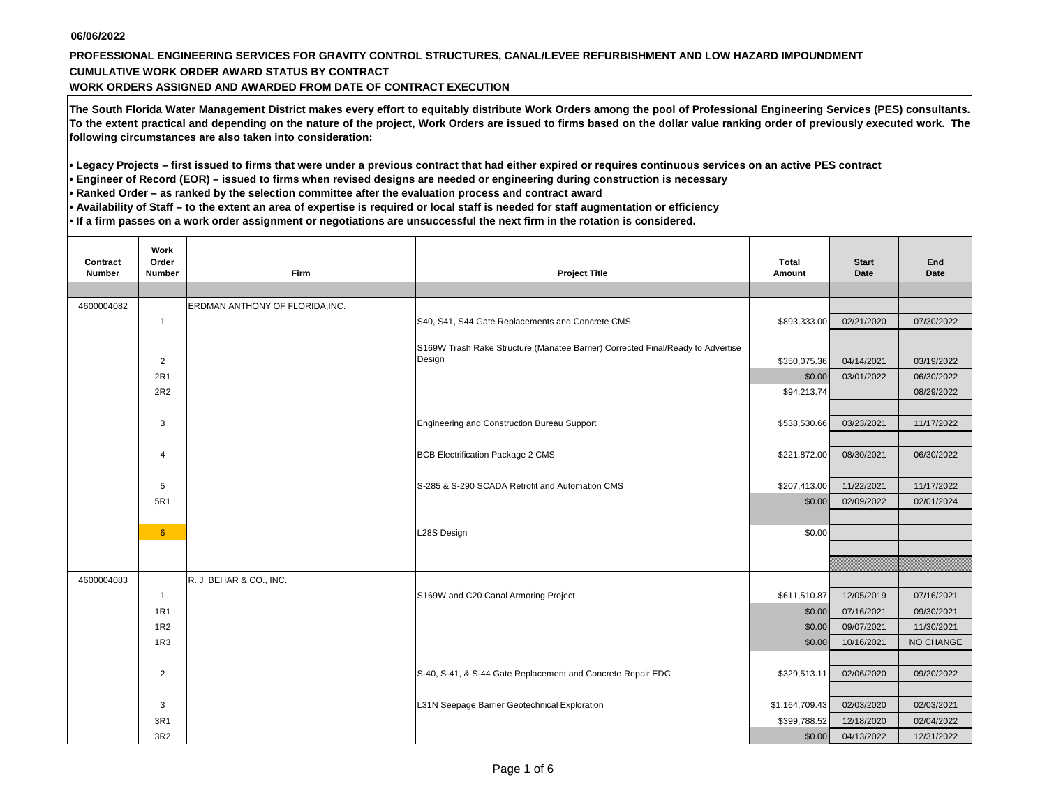06/06/2022

**PROFESSIONAL ENGINEERING SERVICES FOR GRAVITY CONTROL STRUCTURES, CANAL/LEVEE REFURBISHMENT AND LOW HAZARD IMPOUNDMENT**

**CUMULATIVE WORK ORDER AWARD STATUS BY CONTRACT**

**WORK ORDERS ASSIGNED AND AWARDED FROM DATE OF CONTRACT EXECUTION**

**The South Florida Water Management District makes every effort to equitably distribute Work Orders among the pool of Professional Engineering Services (PES) consultants. To the extent practical and depending on the nature of the project, Work Orders are issued to firms based on the dollar value ranking order of previously executed work. The following circumstances are also taken into consideration:**

- **Legacy Projects – first issued to firms that were under a previous contract that had either expired or requires continuous services on an active PES contract**
- **Engineer of Record (EOR) – issued to firms when revised designs are needed or engineering during construction is necessary**
- **Ranked Order – as ranked by the selection committee after the evaluation process and contract award**
- **Availability of Staff – to the extent an area of expertise is required or local staff is needed for staff augmentation or efficiency**
- **If a firm passes on a work order assignment or negotiations are unsuccessful the next firm in the rotation is considered.**

| Contract Number | Work Order Number | Firm | Project Title | Total Amount | Start Date | End Date |
|---|---|---|---|---|---|---|
| 4600004082 | | ERDMAN ANTHONY OF FLORIDA,INC. | | | | |
| | 1 | | S40, S41, S44 Gate Replacements and Concrete CMS | $893,333.00 | 02/21/2020 | 07/30/2022 |
| | 2 | | S169W Trash Rake Structure (Manatee Barrier) Corrected Final/Ready to Advertise Design | $350,075.36 | 04/14/2021 | 03/19/2022 |
| | 2R1 | | | $0.00 | 03/01/2022 | 06/30/2022 |
| | 2R2 | | | $94,213.74 | | 08/29/2022 |
| | 3 | | Engineering and Construction Bureau Support | $538,530.66 | 03/23/2021 | 11/17/2022 |
| | 4 | | BCB Electrification Package 2 CMS | $221,872.00 | 08/30/2021 | 06/30/2022 |
| | 5 | | S-285 & S-290 SCADA Retrofit and Automation CMS | $207,413.00 | 11/22/2021 | 11/17/2022 |
| | 5R1 | | | $0.00 | 02/09/2022 | 02/01/2024 |
| | 6 | | L28S Design | $0.00 | | |
| 4600004083 | | R. J. BEHAR & CO., INC. | | | | |
| | 1 | | S169W and C20 Canal Armoring Project | $611,510.87 | 12/05/2019 | 07/16/2021 |
| | 1R1 | | | $0.00 | 07/16/2021 | 09/30/2021 |
| | 1R2 | | | $0.00 | 09/07/2021 | 11/30/2021 |
| | 1R3 | | | $0.00 | 10/16/2021 | NO CHANGE |
| | 2 | | S-40, S-41, & S-44 Gate Replacement and Concrete Repair EDC | $329,513.11 | 02/06/2020 | 09/20/2022 |
| | 3 | | L31N Seepage Barrier Geotechnical Exploration | $1,164,709.43 | 02/03/2020 | 02/03/2021 |
| | 3R1 | | | $399,788.52 | 12/18/2020 | 02/04/2022 |
| | 3R2 | | | $0.00 | 04/13/2022 | 12/31/2022 |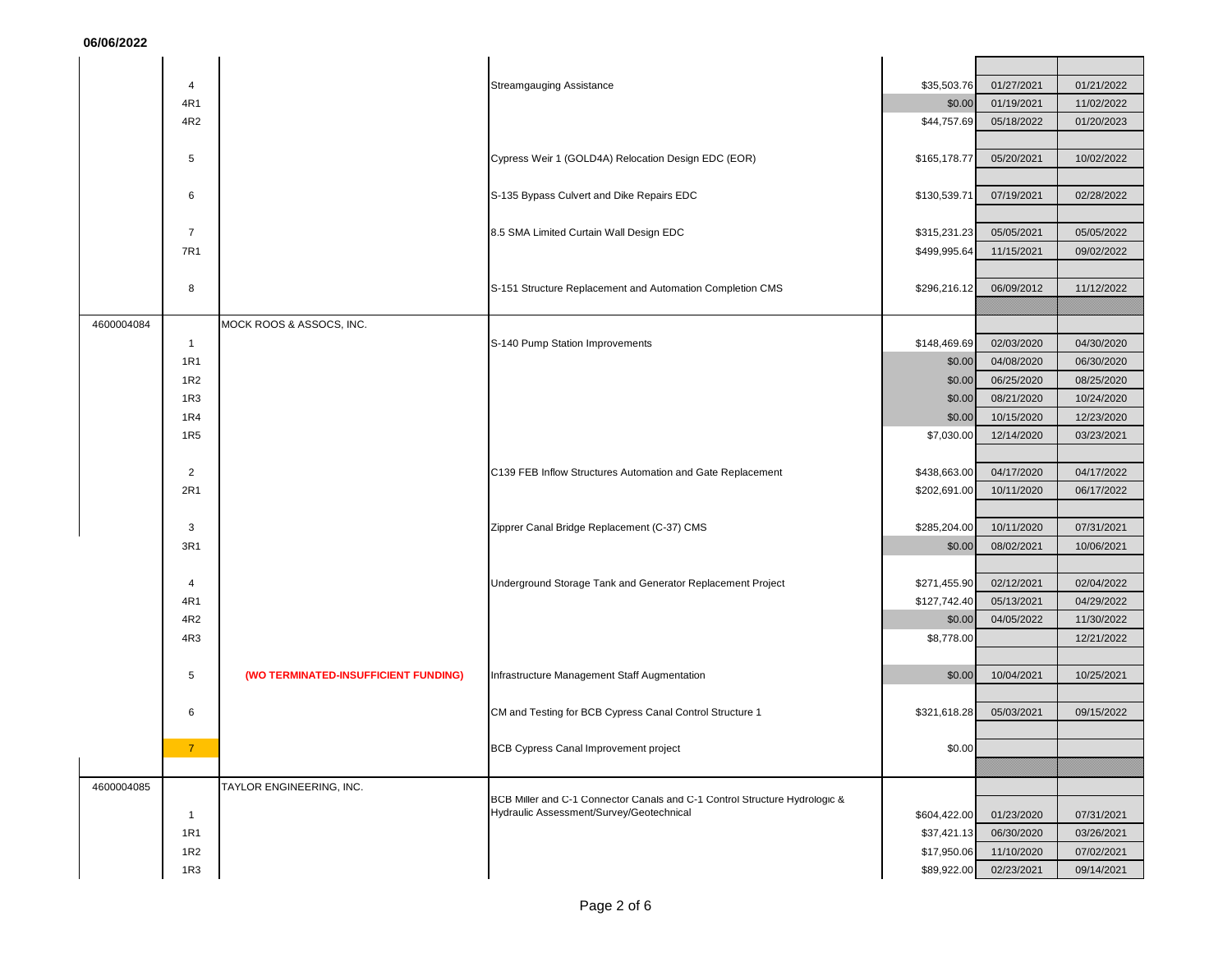06/06/2022

| | | | | | | |
|---|---|---|---|---|---|---|
| | 4 | | Streamgauging Assistance | $35,503.76 | 01/27/2021 | 01/21/2022 |
| | 4R1 | | | $0.00 | 01/19/2021 | 11/02/2022 |
| | 4R2 | | | $44,757.69 | 05/18/2022 | 01/20/2023 |
| | 5 | | Cypress Weir 1 (GOLD4A) Relocation Design EDC (EOR) | $165,178.77 | 05/20/2021 | 10/02/2022 |
| | 6 | | S-135 Bypass Culvert and Dike Repairs EDC | $130,539.71 | 07/19/2021 | 02/28/2022 |
| | 7 | | 8.5 SMA Limited Curtain Wall Design EDC | $315,231.23 | 05/05/2021 | 05/05/2022 |
| | 7R1 | | | $499,995.64 | 11/15/2021 | 09/02/2022 |
| | 8 | | S-151 Structure Replacement and Automation Completion CMS | $296,216.12 | 06/09/2012 | 11/12/2022 |
| 4600004084 | | MOCK ROOS & ASSOCS, INC. | | | | |
| | 1 | | S-140 Pump Station Improvements | $148,469.69 | 02/03/2020 | 04/30/2020 |
| | 1R1 | | | $0.00 | 04/08/2020 | 06/30/2020 |
| | 1R2 | | | $0.00 | 06/25/2020 | 08/25/2020 |
| | 1R3 | | | $0.00 | 08/21/2020 | 10/24/2020 |
| | 1R4 | | | $0.00 | 10/15/2020 | 12/23/2020 |
| | 1R5 | | | $7,030.00 | 12/14/2020 | 03/23/2021 |
| | 2 | | C139 FEB Inflow Structures Automation and Gate Replacement | $438,663.00 | 04/17/2020 | 04/17/2022 |
| | 2R1 | | | $202,691.00 | 10/11/2020 | 06/17/2022 |
| | 3 | | Zipprer Canal Bridge Replacement (C-37) CMS | $285,204.00 | 10/11/2020 | 07/31/2021 |
| | 3R1 | | | $0.00 | 08/02/2021 | 10/06/2021 |
| | 4 | | Underground Storage Tank and Generator Replacement Project | $271,455.90 | 02/12/2021 | 02/04/2022 |
| | 4R1 | | | $127,742.40 | 05/13/2021 | 04/29/2022 |
| | 4R2 | | | $0.00 | 04/05/2022 | 11/30/2022 |
| | 4R3 | | | $8,778.00 | | 12/21/2022 |
| | 5 | **(WO TERMINATED-INSUFFICIENT FUNDING)** | Infrastructure Management Staff Augmentation | $0.00 | 10/04/2021 | 10/25/2021 |
| | 6 | | CM and Testing for BCB Cypress Canal Control Structure 1 | $321,618.28 | 05/03/2021 | 09/15/2022 |
| | 7 | | BCB Cypress Canal Improvement project | $0.00 | | |
| 4600004085 | | TAYLOR ENGINEERING, INC. | | | | |
| | 1 | | BCB Miller and C-1 Connector Canals and C-1 Control Structure Hydrologic & Hydraulic Assessment/Survey/Geotechnical | $604,422.00 | 01/23/2020 | 07/31/2021 |
| | 1R1 | | | $37,421.13 | 06/30/2020 | 03/26/2021 |
| | 1R2 | | | $17,950.06 | 11/10/2020 | 07/02/2021 |
| | 1R3 | | | $89,922.00 | 02/23/2021 | 09/14/2021 |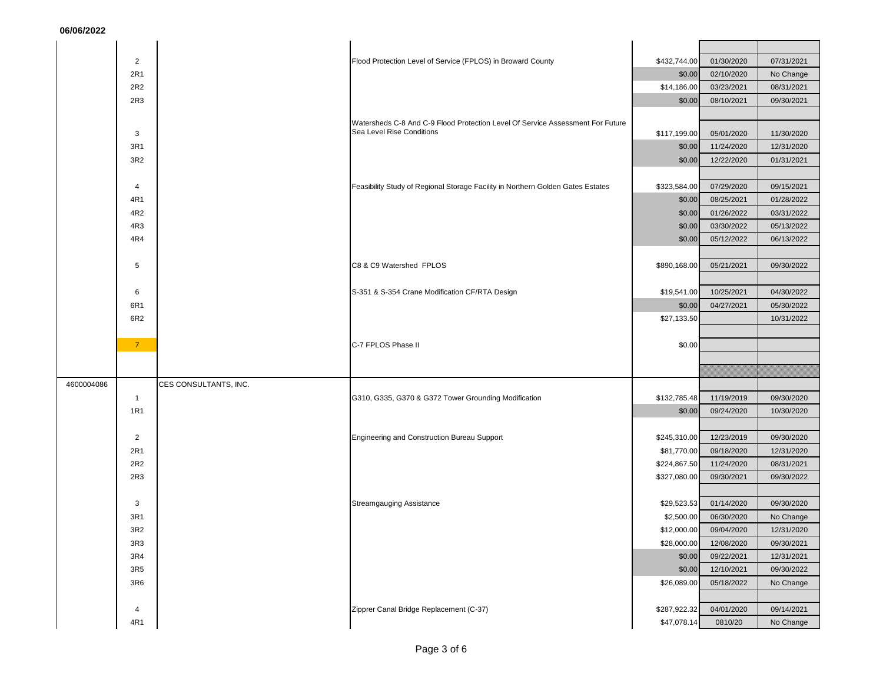06/06/2022

| Contract | Task | Consultant | Description | Amount | Start Date | End Date |
|---|---|---|---|---|---|---|
| | 2 | | Flood Protection Level of Service (FPLOS) in Broward County | $432,744.00 | 01/30/2020 | 07/31/2021 |
| | 2R1 | | | $0.00 | 02/10/2020 | No Change |
| | 2R2 | | | $14,186.00 | 03/23/2021 | 08/31/2021 |
| | 2R3 | | | $0.00 | 08/10/2021 | 09/30/2021 |
| | 3 | | Watersheds C-8 And C-9 Flood Protection Level Of Service Assessment For Future Sea Level Rise Conditions | $117,199.00 | 05/01/2020 | 11/30/2020 |
| | 3R1 | | | $0.00 | 11/24/2020 | 12/31/2020 |
| | 3R2 | | | $0.00 | 12/22/2020 | 01/31/2021 |
| | 4 | | Feasibility Study of Regional Storage Facility in Northern Golden Gates Estates | $323,584.00 | 07/29/2020 | 09/15/2021 |
| | 4R1 | | | $0.00 | 08/25/2021 | 01/28/2022 |
| | 4R2 | | | $0.00 | 01/26/2022 | 03/31/2022 |
| | 4R3 | | | $0.00 | 03/30/2022 | 05/13/2022 |
| | 4R4 | | | $0.00 | 05/12/2022 | 06/13/2022 |
| | 5 | | C8 & C9 Watershed FPLOS | $890,168.00 | 05/21/2021 | 09/30/2022 |
| | 6 | | S-351 & S-354 Crane Modification CF/RTA Design | $19,541.00 | 10/25/2021 | 04/30/2022 |
| | 6R1 | | | $0.00 | 04/27/2021 | 05/30/2022 |
| | 6R2 | | | $27,133.50 | | 10/31/2022 |
| | 7 | | C-7 FPLOS Phase II | $0.00 | | |
| 4600004086 | | CES CONSULTANTS, INC. | | | | |
| | 1 | | G310, G335, G370 & G372 Tower Grounding Modification | $132,785.48 | 11/19/2019 | 09/30/2020 |
| | 1R1 | | | $0.00 | 09/24/2020 | 10/30/2020 |
| | 2 | | Engineering and Construction Bureau Support | $245,310.00 | 12/23/2019 | 09/30/2020 |
| | 2R1 | | | $81,770.00 | 09/18/2020 | 12/31/2020 |
| | 2R2 | | | $224,867.50 | 11/24/2020 | 08/31/2021 |
| | 2R3 | | | $327,080.00 | 09/30/2021 | 09/30/2022 |
| | 3 | | Streamgauging Assistance | $29,523.53 | 01/14/2020 | 09/30/2020 |
| | 3R1 | | | $2,500.00 | 06/30/2020 | No Change |
| | 3R2 | | | $12,000.00 | 09/04/2020 | 12/31/2020 |
| | 3R3 | | | $28,000.00 | 12/08/2020 | 09/30/2021 |
| | 3R4 | | | $0.00 | 09/22/2021 | 12/31/2021 |
| | 3R5 | | | $0.00 | 12/10/2021 | 09/30/2022 |
| | 3R6 | | | $26,089.00 | 05/18/2022 | No Change |
| | 4 | | Zipprer Canal Bridge Replacement (C-37) | $287,922.32 | 04/01/2020 | 09/14/2021 |
| | 4R1 | | | $47,078.14 | 0810/20 | No Change |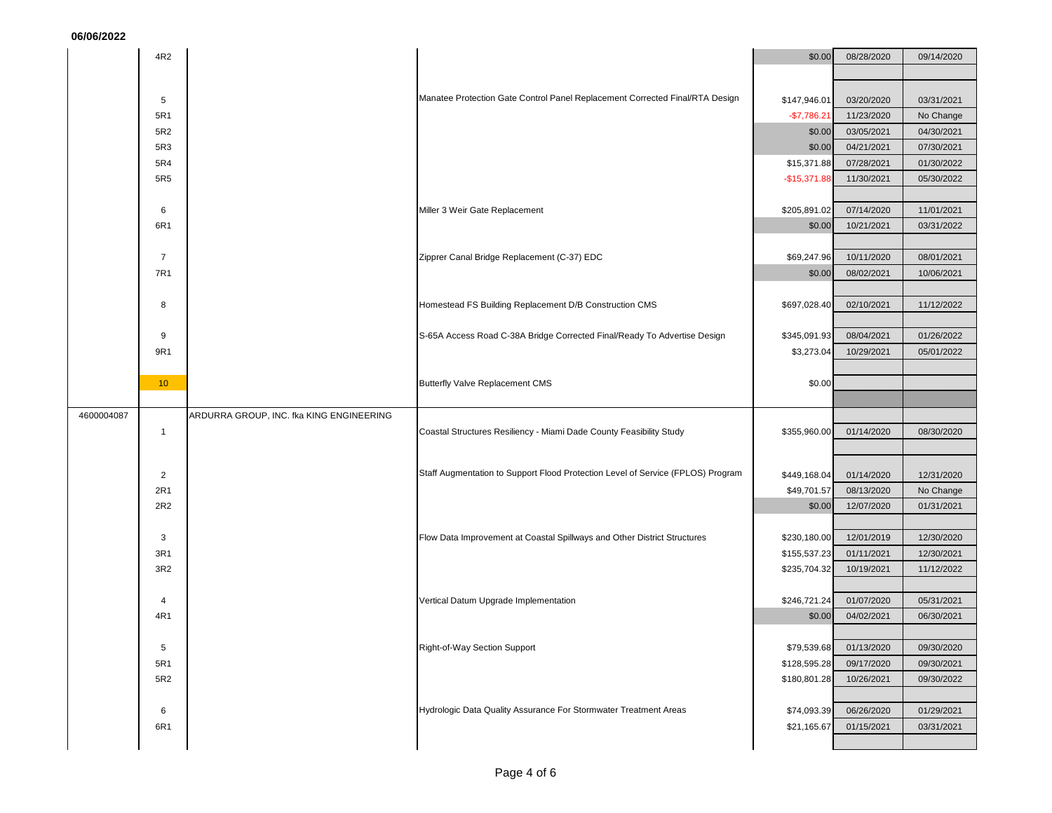06/06/2022

| | | | | | | |
|---|---|---|---|---|---|---|
| | 4R2 | | | $0.00 | 08/28/2020 | 09/14/2020 |
| | 5 | | Manatee Protection Gate Control Panel Replacement Corrected Final/RTA Design | $147,946.01 | 03/20/2020 | 03/31/2021 |
| | 5R1 | | | -$7,786.21 | 11/23/2020 | No Change |
| | 5R2 | | | $0.00 | 03/05/2021 | 04/30/2021 |
| | 5R3 | | | $0.00 | 04/21/2021 | 07/30/2021 |
| | 5R4 | | | $15,371.88 | 07/28/2021 | 01/30/2022 |
| | 5R5 | | | -$15,371.88 | 11/30/2021 | 05/30/2022 |
| | 6 | | Miller 3 Weir Gate Replacement | $205,891.02 | 07/14/2020 | 11/01/2021 |
| | 6R1 | | | $0.00 | 10/21/2021 | 03/31/2022 |
| | 7 | | Zipprer Canal Bridge Replacement (C-37) EDC | $69,247.96 | 10/11/2020 | 08/01/2021 |
| | 7R1 | | | $0.00 | 08/02/2021 | 10/06/2021 |
| | 8 | | Homestead FS Building Replacement D/B Construction CMS | $697,028.40 | 02/10/2021 | 11/12/2022 |
| | 9 | | S-65A Access Road C-38A Bridge Corrected Final/Ready To Advertise Design | $345,091.93 | 08/04/2021 | 01/26/2022 |
| | 9R1 | | | $3,273.04 | 10/29/2021 | 05/01/2022 |
| | 10 | | Butterfly Valve Replacement CMS | $0.00 | | |
| 4600004087 | | ARDURRA GROUP, INC. fka KING ENGINEERING | | | | |
| | 1 | | Coastal Structures Resiliency - Miami Dade County Feasibility Study | $355,960.00 | 01/14/2020 | 08/30/2020 |
| | 2 | | Staff Augmentation to Support Flood Protection Level of Service (FPLOS) Program | $449,168.04 | 01/14/2020 | 12/31/2020 |
| | 2R1 | | | $49,701.57 | 08/13/2020 | No Change |
| | 2R2 | | | $0.00 | 12/07/2020 | 01/31/2021 |
| | 3 | | Flow Data Improvement at Coastal Spillways and Other District Structures | $230,180.00 | 12/01/2019 | 12/30/2020 |
| | 3R1 | | | $155,537.23 | 01/11/2021 | 12/30/2021 |
| | 3R2 | | | $235,704.32 | 10/19/2021 | 11/12/2022 |
| | 4 | | Vertical Datum Upgrade Implementation | $246,721.24 | 01/07/2020 | 05/31/2021 |
| | 4R1 | | | $0.00 | 04/02/2021 | 06/30/2021 |
| | 5 | | Right-of-Way Section Support | $79,539.68 | 01/13/2020 | 09/30/2020 |
| | 5R1 | | | $128,595.28 | 09/17/2020 | 09/30/2021 |
| | 5R2 | | | $180,801.28 | 10/26/2021 | 09/30/2022 |
| | 6 | | Hydrologic Data Quality Assurance For Stormwater Treatment Areas | $74,093.39 | 06/26/2020 | 01/29/2021 |
| | 6R1 | | | $21,165.67 | 01/15/2021 | 03/31/2021 |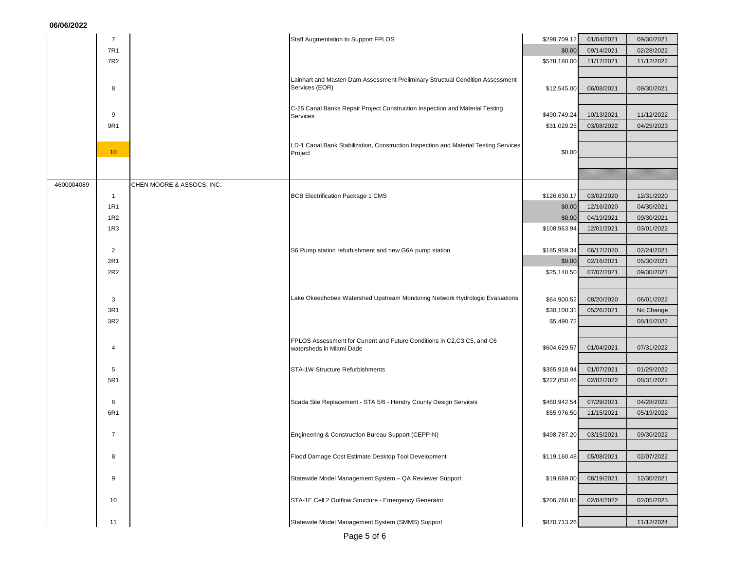06/06/2022

| | | | | | | |
|---|---|---|---|---|---|---|
| | 7 | | Staff Augmentation to Support FPLOS | $298,709.12 | 01/04/2021 | 09/30/2021 |
| | 7R1 | | | $0.00 | 09/14/2021 | 02/28/2022 |
| | 7R2 | | | $578,180.00 | 11/17/2021 | 11/12/2022 |
| | 8 | | Lainhart and Masten Dam Assessment Preliminary Structural Condition Assessment Services (EOR) | $12,545.00 | 06/08/2021 | 09/30/2021 |
| | 9 | | C-25 Canal Banks Repair Project Construction Inspection and Material Testing Services | $490,749.24 | 10/13/2021 | 11/12/2022 |
| | 9R1 | | | $31,029.25 | 03/08/2022 | 04/25/2023 |
| | 10 | | LD-1 Canal Bank Stabilization, Construction Inspection and Material Testing Services Project | $0.00 | | |
| 4600004089 | | CHEN MOORE & ASSOCS, INC. | | | | |
| | 1 | | BCB Electrification Package 1 CMS | $126,630.17 | 03/02/2020 | 12/31/2020 |
| | 1R1 | | | $0.00 | 12/16/2020 | 04/30/2021 |
| | 1R2 | | | $0.00 | 04/19/2021 | 09/30/2021 |
| | 1R3 | | | $108,963.94 | 12/01/2021 | 03/01/2022 |
| | 2 | | S6 Pump station refurbishment and new G6A pump station | $185,959.34 | 06/17/2020 | 02/24/2021 |
| | 2R1 | | | $0.00 | 02/16/2021 | 05/30/2021 |
| | 2R2 | | | $25,148.50 | 07/07/2021 | 09/30/2021 |
| | 3 | | Lake Okeechobee Watershed Upstream Monitoring Network Hydrologic Evaluations | $64,900.52 | 08/20/2020 | 06/01/2022 |
| | 3R1 | | | $30,108.31 | 05/26/2021 | No Change |
| | 3R2 | | | $5,490.72 | | 08/15/2022 |
| | 4 | | FPLOS Assessment for Current and Future Conditions in C2,C3,C5, and C6 watersheds in Miami Dade | $604,629.57 | 01/04/2021 | 07/31/2022 |
| | 5 | | STA-1W Structure Refurbishments | $365,918.94 | 01/07/2021 | 01/29/2022 |
| | 5R1 | | | $222,850.46 | 02/02/2022 | 08/31/2022 |
| | 6 | | Scada Site Replacement - STA 5/6 - Hendry County Design Services | $460,942.54 | 07/29/2021 | 04/28/2022 |
| | 6R1 | | | $55,976.50 | 11/15/2021 | 05/19/2022 |
| | 7 | | Engineering & Construction Bureau Support (CEPP-N) | $498,787.20 | 03/15/2021 | 09/30/2022 |
| | 8 | | Flood Damage Cost Estimate Desktop Tool Development | $119,160.48 | 05/08/2021 | 02/07/2022 |
| | 9 | | Statewide Model Management System – QA Reviewer Support | $19,669.00 | 08/19/2021 | 12/30/2021 |
| | 10 | | STA-1E Cell 2 Outflow Structure - Emergency Generator | $206,768.85 | 02/04/2022 | 02/05/2023 |
| | 11 | | Statewide Model Management System (SMMS) Support | $870,713.26 | | 11/12/2024 |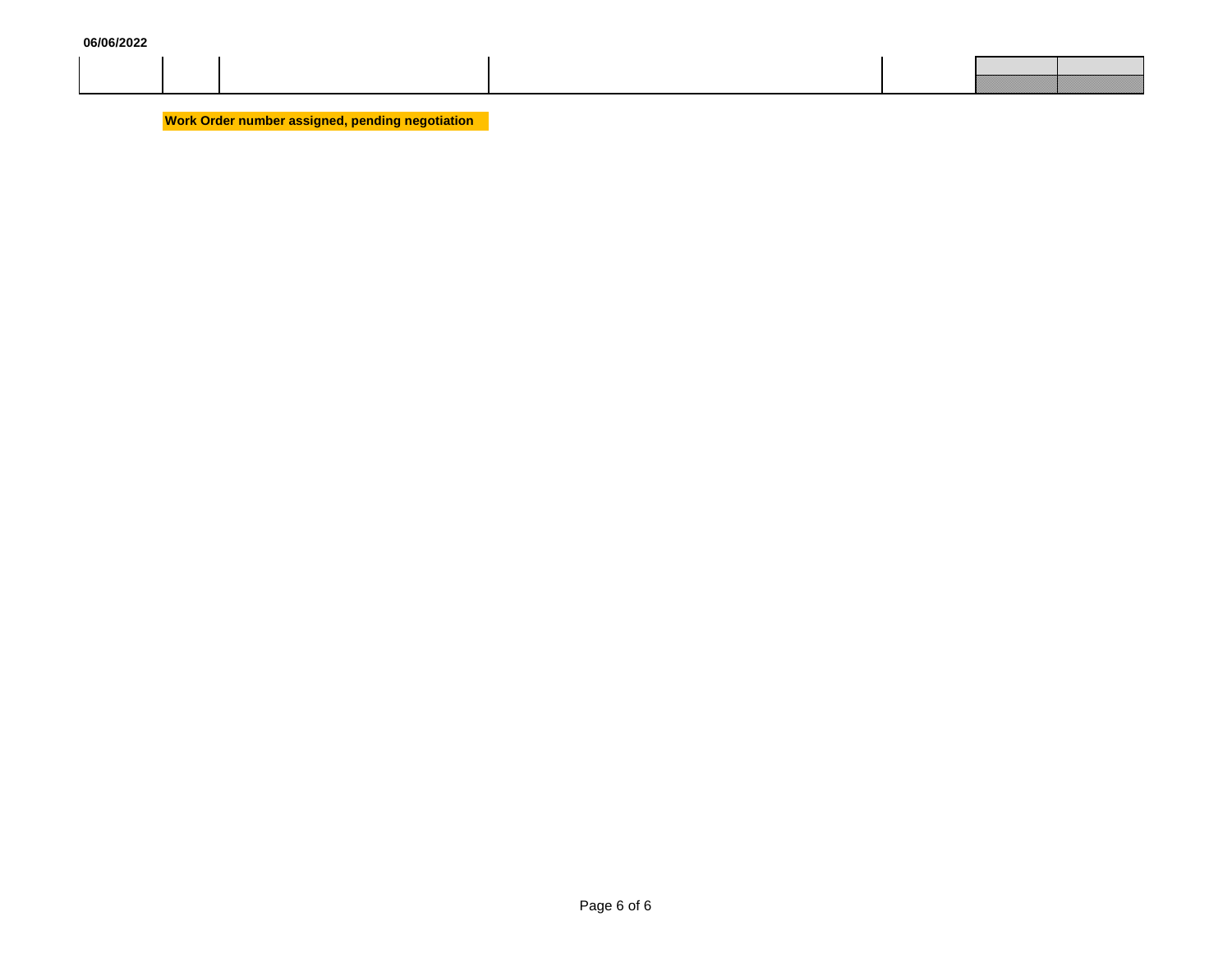06/06/2022

| | | | | | | |
|---|---|---|---|---|---|---|
| | | | | | | |

**Work Order number assigned, pending negotiation**